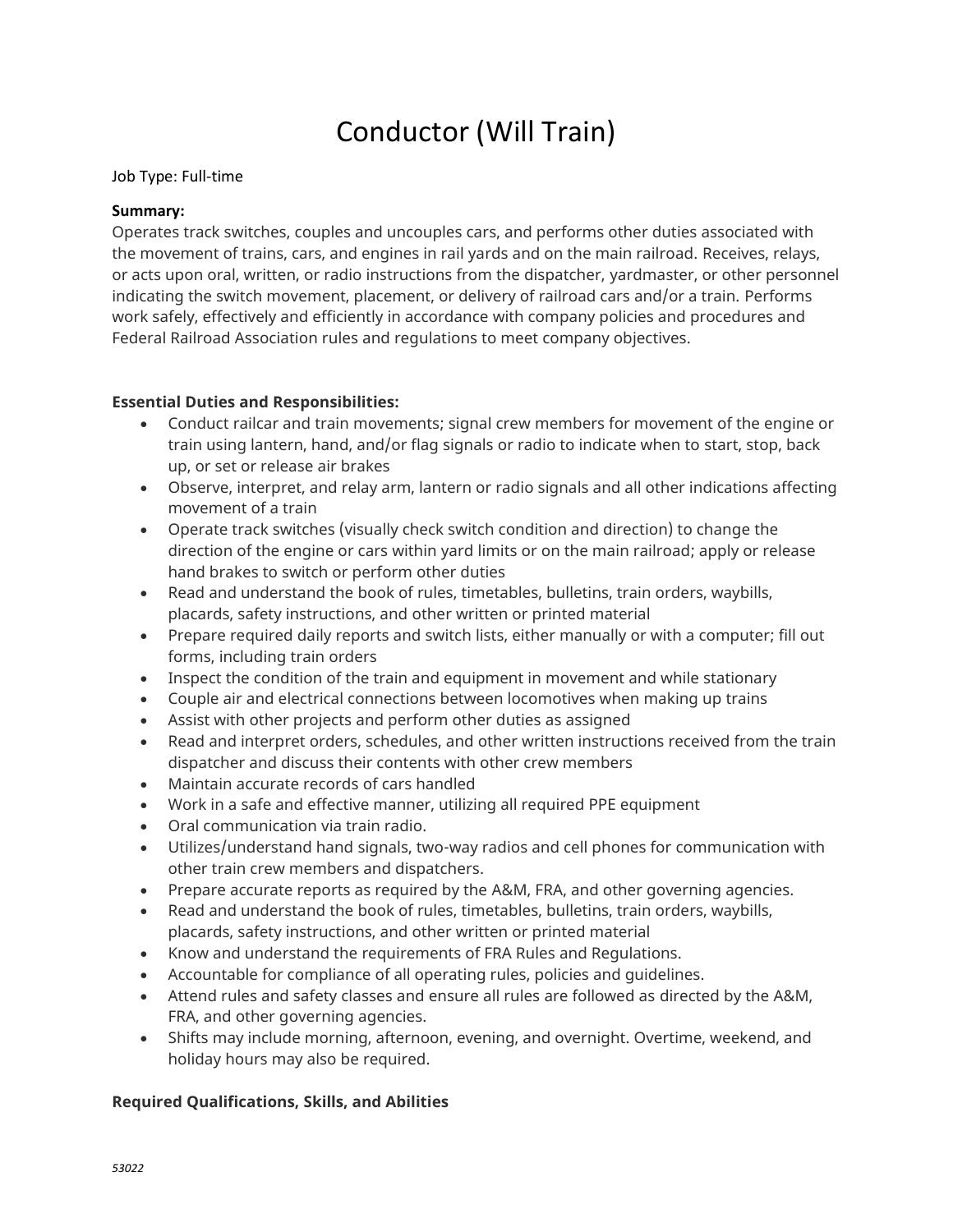# Conductor (Will Train)

Job Type: Full-time

**Summary:**
Operates track switches, couples and uncouples cars, and performs other duties associated with the movement of trains, cars, and engines in rail yards and on the main railroad. Receives, relays, or acts upon oral, written, or radio instructions from the dispatcher, yardmaster, or other personnel indicating the switch movement, placement, or delivery of railroad cars and/or a train. Performs work safely, effectively and efficiently in accordance with company policies and procedures and Federal Railroad Association rules and regulations to meet company objectives.

**Essential Duties and Responsibilities:**

- Conduct railcar and train movements; signal crew members for movement of the engine or train using lantern, hand, and/or flag signals or radio to indicate when to start, stop, back up, or set or release air brakes
- Observe, interpret, and relay arm, lantern or radio signals and all other indications affecting movement of a train
- Operate track switches (visually check switch condition and direction) to change the direction of the engine or cars within yard limits or on the main railroad; apply or release hand brakes to switch or perform other duties
- Read and understand the book of rules, timetables, bulletins, train orders, waybills, placards, safety instructions, and other written or printed material
- Prepare required daily reports and switch lists, either manually or with a computer; fill out forms, including train orders
- Inspect the condition of the train and equipment in movement and while stationary
- Couple air and electrical connections between locomotives when making up trains
- Assist with other projects and perform other duties as assigned
- Read and interpret orders, schedules, and other written instructions received from the train dispatcher and discuss their contents with other crew members
- Maintain accurate records of cars handled
- Work in a safe and effective manner, utilizing all required PPE equipment
- Oral communication via train radio.
- Utilizes/understand hand signals, two-way radios and cell phones for communication with other train crew members and dispatchers.
- Prepare accurate reports as required by the A&M, FRA, and other governing agencies.
- Read and understand the book of rules, timetables, bulletins, train orders, waybills, placards, safety instructions, and other written or printed material
- Know and understand the requirements of FRA Rules and Regulations.
- Accountable for compliance of all operating rules, policies and guidelines.
- Attend rules and safety classes and ensure all rules are followed as directed by the A&M, FRA, and other governing agencies.
- Shifts may include morning, afternoon, evening, and overnight. Overtime, weekend, and holiday hours may also be required.

**Required Qualifications, Skills, and Abilities**

*53022*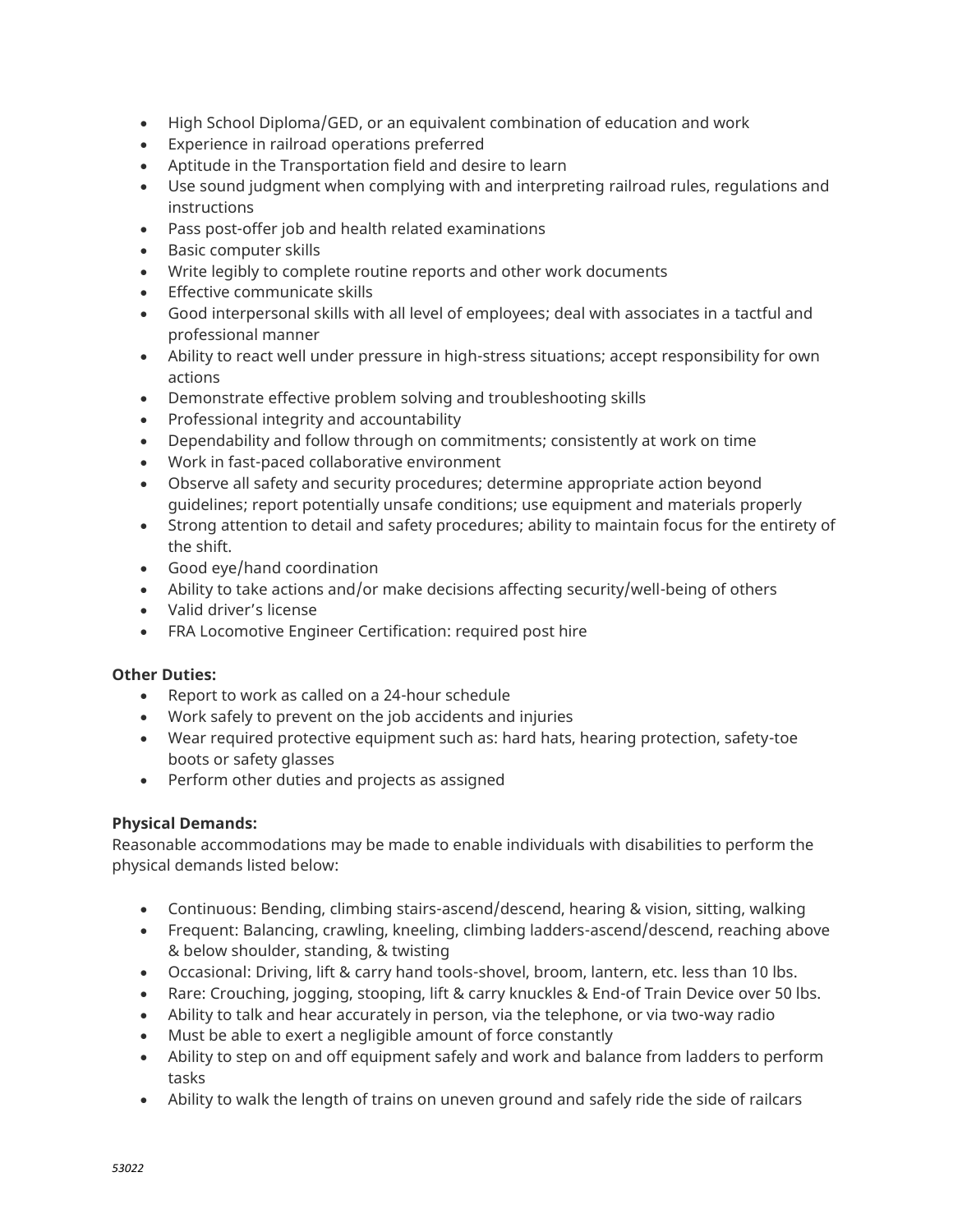- High School Diploma/GED, or an equivalent combination of education and work
- Experience in railroad operations preferred
- Aptitude in the Transportation field and desire to learn
- Use sound judgment when complying with and interpreting railroad rules, regulations and instructions
- Pass post-offer job and health related examinations
- Basic computer skills
- Write legibly to complete routine reports and other work documents
- Effective communicate skills
- Good interpersonal skills with all level of employees; deal with associates in a tactful and professional manner
- Ability to react well under pressure in high-stress situations; accept responsibility for own actions
- Demonstrate effective problem solving and troubleshooting skills
- Professional integrity and accountability
- Dependability and follow through on commitments; consistently at work on time
- Work in fast-paced collaborative environment
- Observe all safety and security procedures; determine appropriate action beyond guidelines; report potentially unsafe conditions; use equipment and materials properly
- Strong attention to detail and safety procedures; ability to maintain focus for the entirety of the shift.
- Good eye/hand coordination
- Ability to take actions and/or make decisions affecting security/well-being of others
- Valid driver's license
- FRA Locomotive Engineer Certification: required post hire

**Other Duties:**

- Report to work as called on a 24-hour schedule
- Work safely to prevent on the job accidents and injuries
- Wear required protective equipment such as: hard hats, hearing protection, safety-toe boots or safety glasses
- Perform other duties and projects as assigned

**Physical Demands:**

Reasonable accommodations may be made to enable individuals with disabilities to perform the physical demands listed below:

- Continuous: Bending, climbing stairs-ascend/descend, hearing & vision, sitting, walking
- Frequent: Balancing, crawling, kneeling, climbing ladders-ascend/descend, reaching above & below shoulder, standing, & twisting
- Occasional: Driving, lift & carry hand tools-shovel, broom, lantern, etc. less than 10 lbs.
- Rare: Crouching, jogging, stooping, lift & carry knuckles & End-of Train Device over 50 lbs.
- Ability to talk and hear accurately in person, via the telephone, or via two-way radio
- Must be able to exert a negligible amount of force constantly
- Ability to step on and off equipment safely and work and balance from ladders to perform tasks
- Ability to walk the length of trains on uneven ground and safely ride the side of railcars

*53022*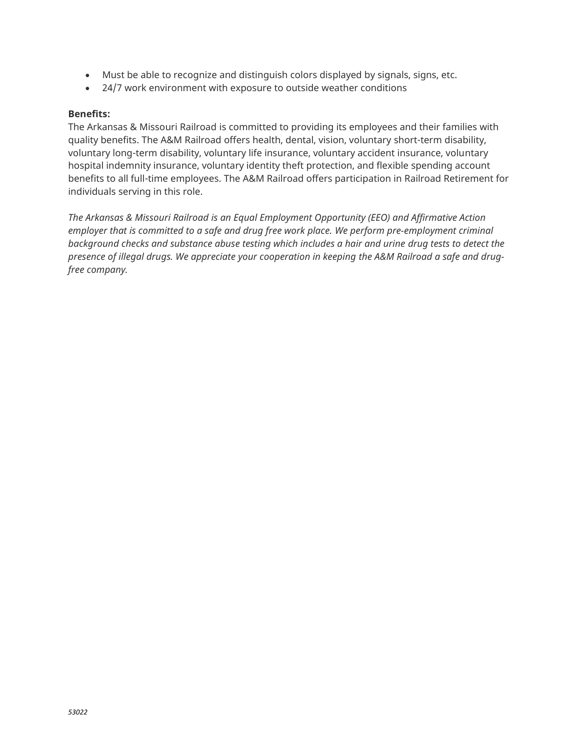- Must be able to recognize and distinguish colors displayed by signals, signs, etc.
- 24/7 work environment with exposure to outside weather conditions

**Benefits:**
The Arkansas & Missouri Railroad is committed to providing its employees and their families with quality benefits. The A&M Railroad offers health, dental, vision, voluntary short-term disability, voluntary long-term disability, voluntary life insurance, voluntary accident insurance, voluntary hospital indemnity insurance, voluntary identity theft protection, and flexible spending account benefits to all full-time employees. The A&M Railroad offers participation in Railroad Retirement for individuals serving in this role.

*The Arkansas & Missouri Railroad is an Equal Employment Opportunity (EEO) and Affirmative Action employer that is committed to a safe and drug free work place. We perform pre-employment criminal background checks and substance abuse testing which includes a hair and urine drug tests to detect the presence of illegal drugs. We appreciate your cooperation in keeping the A&M Railroad a safe and drug-free company.*

*53022*